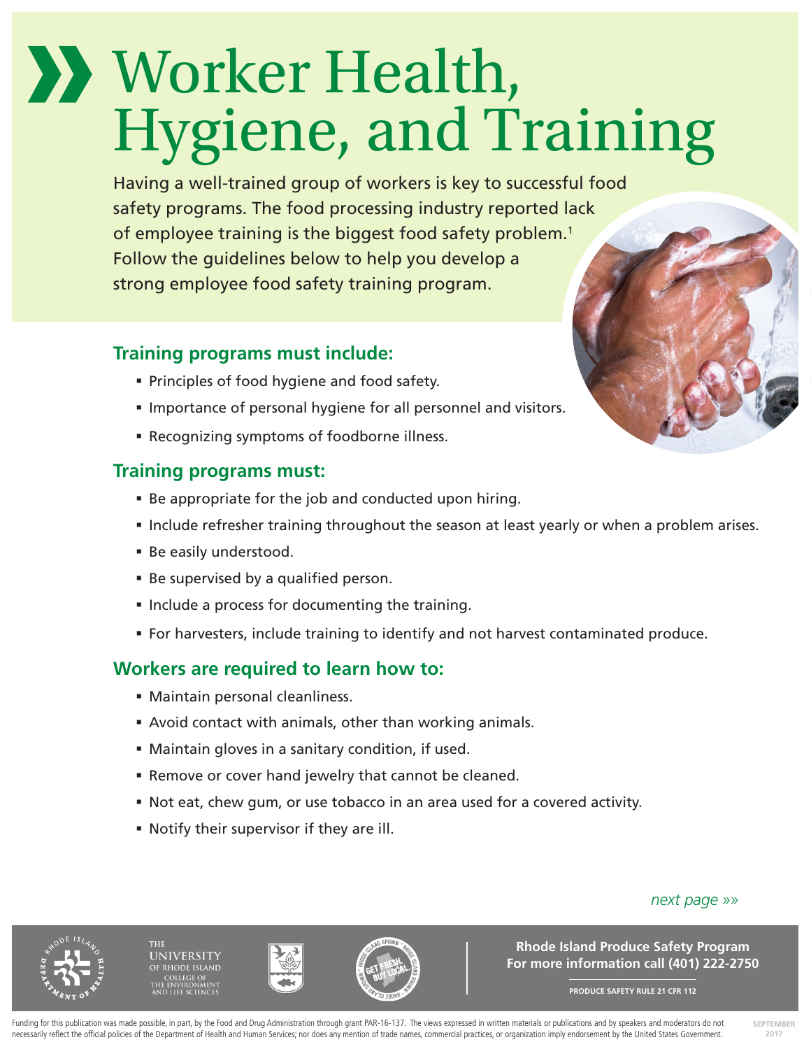# Worker Health, Hygiene, and Training

Having a well-trained group of workers is key to successful food safety programs. The food processing industry reported lack of employee training is the biggest food safety problem.[1] Follow the guidelines below to help you develop a strong employee food safety training program.

## Training programs must include:

- Principles of food hygiene and food safety.
- Importance of personal hygiene for all personnel and visitors.
- Recognizing symptoms of foodborne illness.

## Training programs must:

- Be appropriate for the job and conducted upon hiring.
- Include refresher training throughout the season at least yearly or when a problem arises.
- Be easily understood.
- Be supervised by a qualified person.
- Include a process for documenting the training.
- For harvesters, include training to identify and not harvest contaminated produce.

## Workers are required to learn how to:

- Maintain personal cleanliness.
- Avoid contact with animals, other than working animals.
- Maintain gloves in a sanitary condition, if used.
- Remove or cover hand jewelry that cannot be cleaned.
- Not eat, chew gum, or use tobacco in an area used for a covered activity.
- Notify their supervisor if they are ill.

*next page »»*

**Rhode Island Produce Safety Program**
**For more information call (401) 222-2750**

**PRODUCE SAFETY RULE 21 CFR 112**

Funding for this publication was made possible, in part, by the Food and Drug Administration through grant PAR-16-137. The views expressed in written materials or publications and by speakers and moderators do not necessarily reflect the official policies of the Department of Health and Human Services; nor does any mention of trade names, commercial practices, or organization imply endorsement by the United States Government.

SEPTEMBER 2017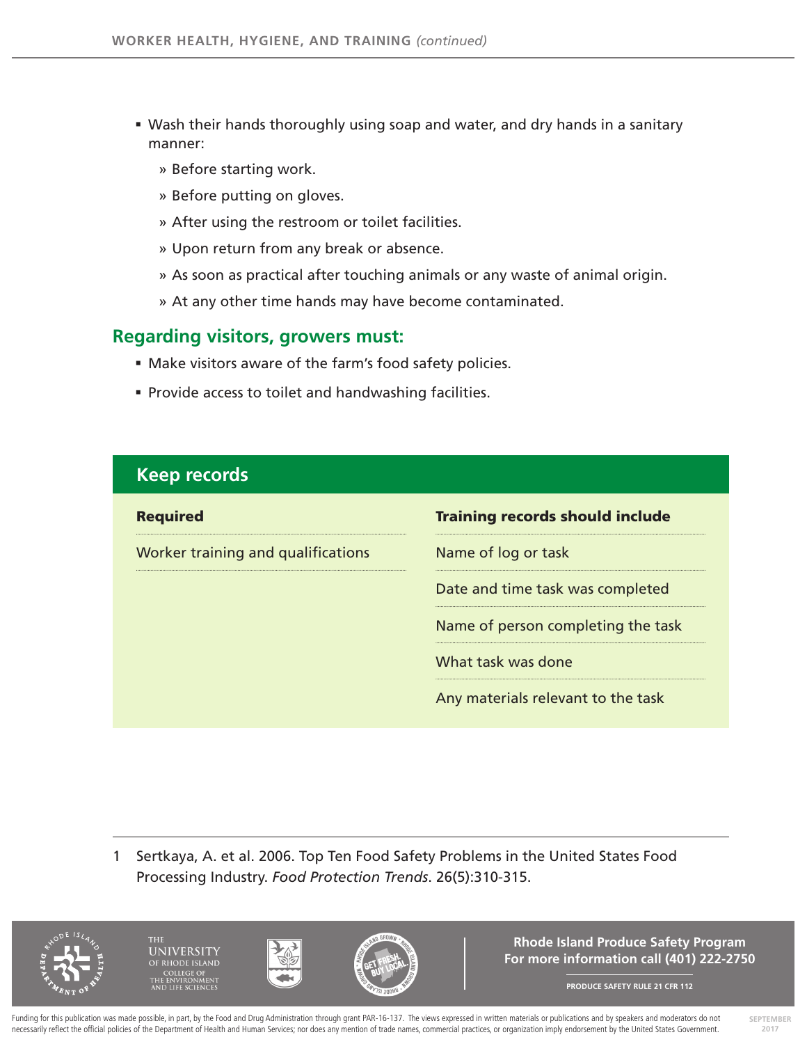- Wash their hands thoroughly using soap and water, and dry hands in a sanitary manner:
  - Before starting work.
  - Before putting on gloves.
  - After using the restroom or toilet facilities.
  - Upon return from any break or absence.
  - As soon as practical after touching animals or any waste of animal origin.
  - At any other time hands may have become contaminated.

## Regarding visitors, growers must:

- Make visitors aware of the farm's food safety policies.
- Provide access to toilet and handwashing facilities.

## Keep records

| Required | Training records should include |
|---|---|
| Worker training and qualifications | Name of log or task |
| | Date and time task was completed |
| | Name of person completing the task |
| | What task was done |
| | Any materials relevant to the task |

1 Sertkaya, A. et al. 2006. Top Ten Food Safety Problems in the United States Food Processing Industry. *Food Protection Trends*. 26(5):310-315.

**Rhode Island Produce Safety Program**
**For more information call (401) 222-2750**

PRODUCE SAFETY RULE 21 CFR 112

Funding for this publication was made possible, in part, by the Food and Drug Administration through grant PAR-16-137. The views expressed in written materials or publications and by speakers and moderators do not necessarily reflect the official policies of the Department of Health and Human Services; nor does any mention of trade names, commercial practices, or organization imply endorsement by the United States Government.

SEPTEMBER 2017